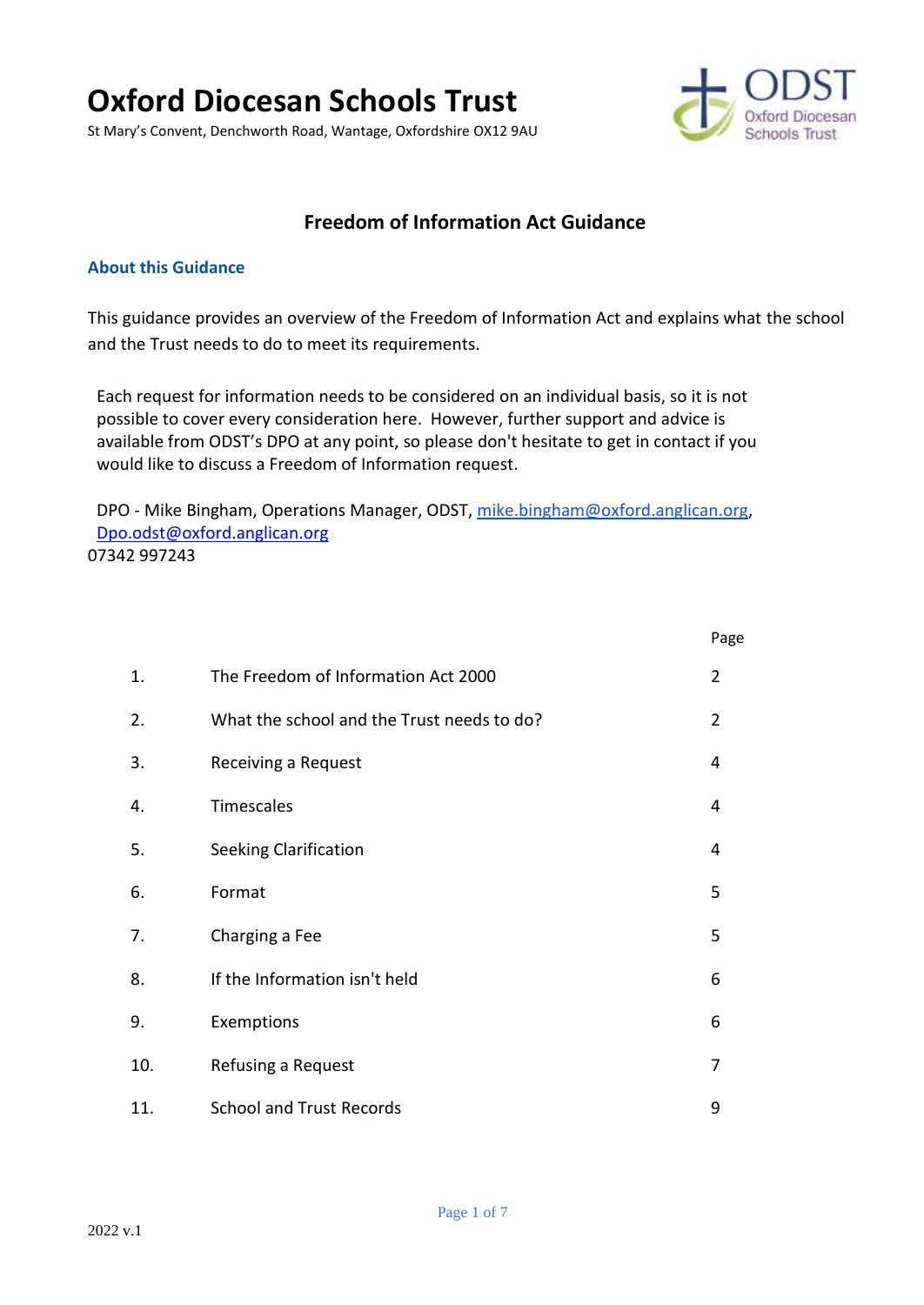# Oxford Diocesan Schools Trust

St Mary's Convent, Denchworth Road, Wantage, Oxfordshire OX12 9AU

## Freedom of Information Act Guidance

### About this Guidance

This guidance provides an overview of the Freedom of Information Act and explains what the school and the Trust needs to do to meet its requirements.

Each request for information needs to be considered on an individual basis, so it is not possible to cover every consideration here. However, further support and advice is available from ODST's DPO at any point, so please don't hesitate to get in contact if you would like to discuss a Freedom of Information request.

DPO - Mike Bingham, Operations Manager, ODST, mike.bingham@oxford.anglican.org, Dpo.odst@oxford.anglican.org
07342 997243

| | | Page |
|---|---|---|
| 1. | The Freedom of Information Act 2000 | 2 |
| 2. | What the school and the Trust needs to do? | 2 |
| 3. | Receiving a Request | 4 |
| 4. | Timescales | 4 |
| 5. | Seeking Clarification | 4 |
| 6. | Format | 5 |
| 7. | Charging a Fee | 5 |
| 8. | If the Information isn't held | 6 |
| 9. | Exemptions | 6 |
| 10. | Refusing a Request | 7 |
| 11. | School and Trust Records | 9 |

2022 v.1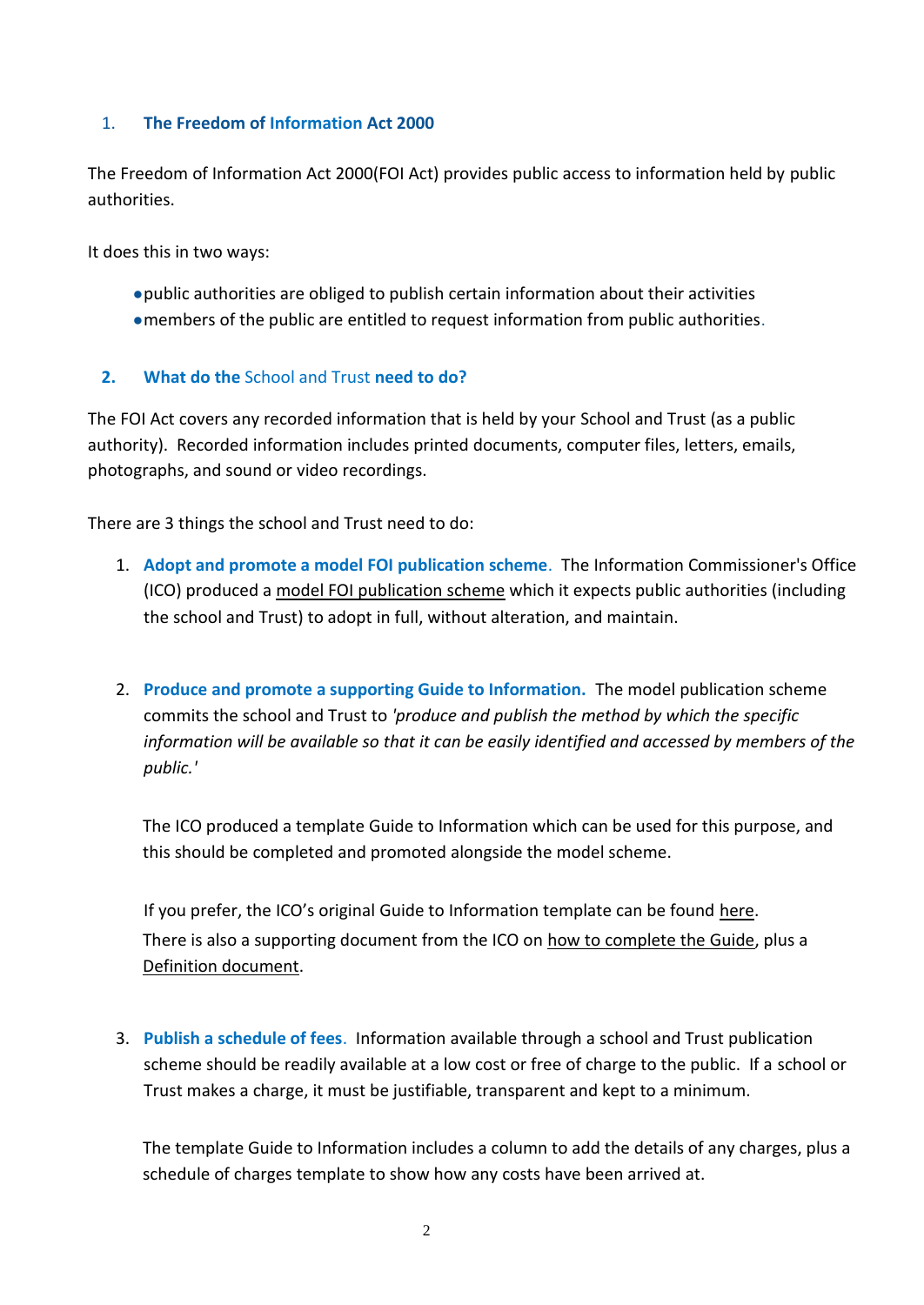## 1. The Freedom of Information Act 2000

The Freedom of Information Act 2000(FOI Act) provides public access to information held by public authorities.

It does this in two ways:

- public authorities are obliged to publish certain information about their activities
- members of the public are entitled to request information from public authorities.

## 2. What do the School and Trust need to do?

The FOI Act covers any recorded information that is held by your School and Trust (as a public authority). Recorded information includes printed documents, computer files, letters, emails, photographs, and sound or video recordings.

There are 3 things the school and Trust need to do:

1. **Adopt and promote a model FOI publication scheme.** The Information Commissioner's Office (ICO) produced a model FOI publication scheme which it expects public authorities (including the school and Trust) to adopt in full, without alteration, and maintain.

2. **Produce and promote a supporting Guide to Information.** The model publication scheme commits the school and Trust to *'produce and publish the method by which the specific information will be available so that it can be easily identified and accessed by members of the public.'*

   The ICO produced a template Guide to Information which can be used for this purpose, and this should be completed and promoted alongside the model scheme.

   If you prefer, the ICO's original Guide to Information template can be found here.
   There is also a supporting document from the ICO on how to complete the Guide, plus a Definition document.

3. **Publish a schedule of fees.** Information available through a school and Trust publication scheme should be readily available at a low cost or free of charge to the public. If a school or Trust makes a charge, it must be justifiable, transparent and kept to a minimum.

   The template Guide to Information includes a column to add the details of any charges, plus a schedule of charges template to show how any costs have been arrived at.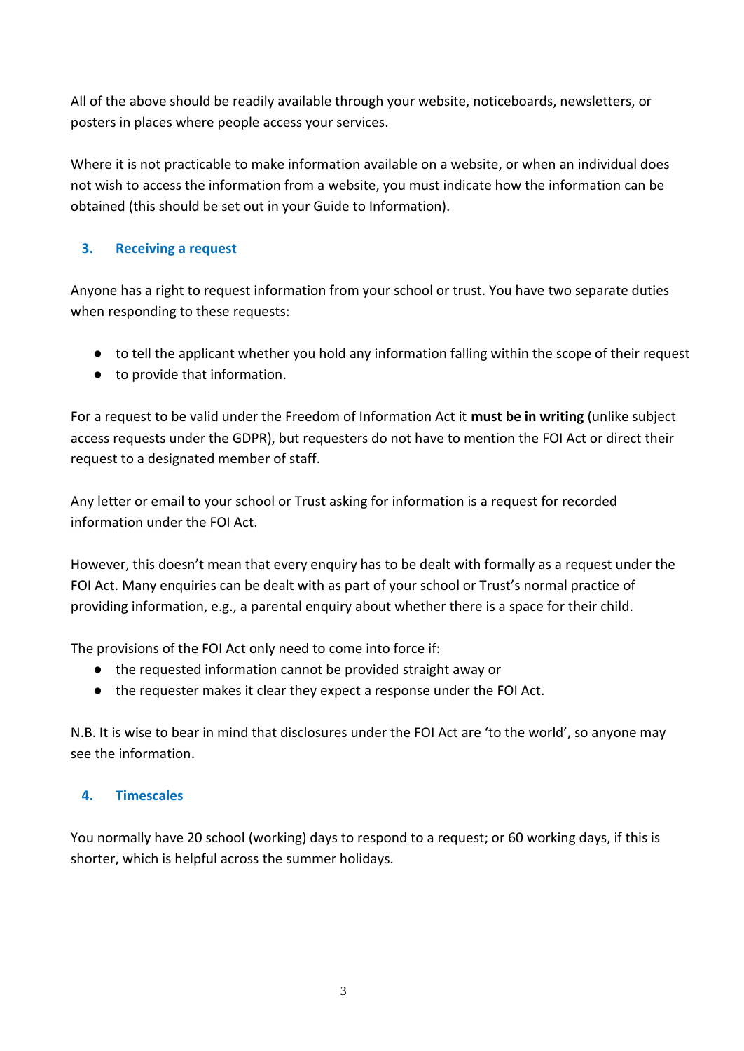All of the above should be readily available through your website, noticeboards, newsletters, or posters in places where people access your services.

Where it is not practicable to make information available on a website, or when an individual does not wish to access the information from a website, you must indicate how the information can be obtained (this should be set out in your Guide to Information).

## 3. Receiving a request

Anyone has a right to request information from your school or trust. You have two separate duties when responding to these requests:

- to tell the applicant whether you hold any information falling within the scope of their request
- to provide that information.

For a request to be valid under the Freedom of Information Act it **must be in writing** (unlike subject access requests under the GDPR), but requesters do not have to mention the FOI Act or direct their request to a designated member of staff.

Any letter or email to your school or Trust asking for information is a request for recorded information under the FOI Act.

However, this doesn't mean that every enquiry has to be dealt with formally as a request under the FOI Act. Many enquiries can be dealt with as part of your school or Trust's normal practice of providing information, e.g., a parental enquiry about whether there is a space for their child.

The provisions of the FOI Act only need to come into force if:

- the requested information cannot be provided straight away or
- the requester makes it clear they expect a response under the FOI Act.

N.B. It is wise to bear in mind that disclosures under the FOI Act are 'to the world', so anyone may see the information.

## 4. Timescales

You normally have 20 school (working) days to respond to a request; or 60 working days, if this is shorter, which is helpful across the summer holidays.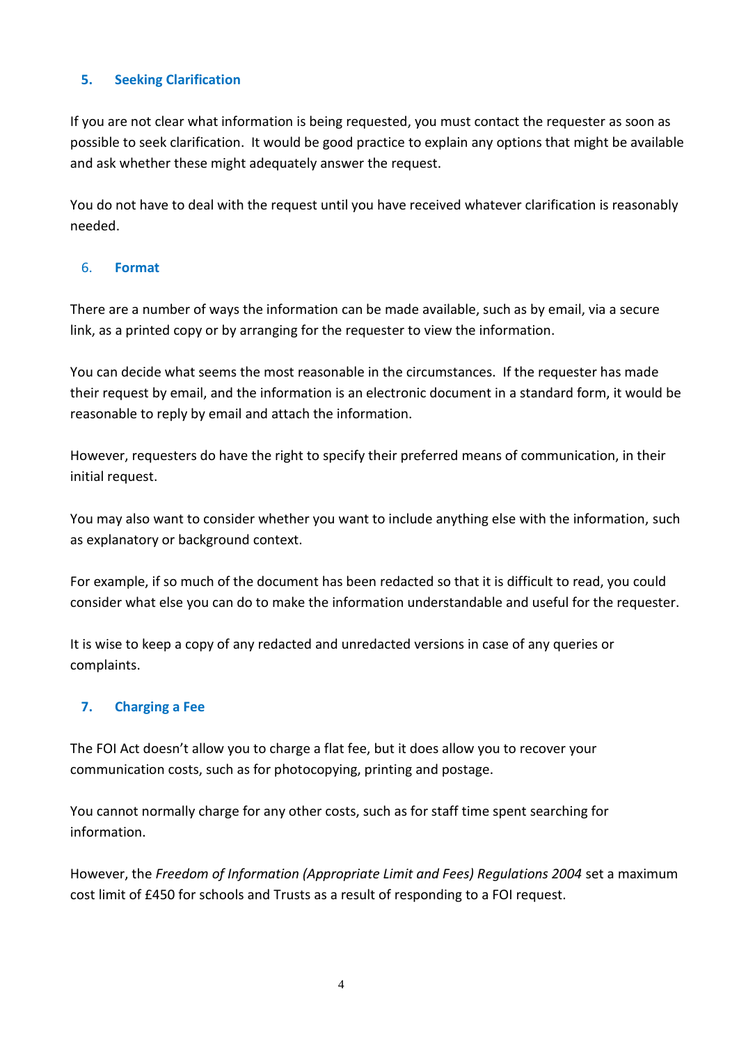## 5. Seeking Clarification

If you are not clear what information is being requested, you must contact the requester as soon as possible to seek clarification. It would be good practice to explain any options that might be available and ask whether these might adequately answer the request.

You do not have to deal with the request until you have received whatever clarification is reasonably needed.

## 6. Format

There are a number of ways the information can be made available, such as by email, via a secure link, as a printed copy or by arranging for the requester to view the information.

You can decide what seems the most reasonable in the circumstances. If the requester has made their request by email, and the information is an electronic document in a standard form, it would be reasonable to reply by email and attach the information.

However, requesters do have the right to specify their preferred means of communication, in their initial request.

You may also want to consider whether you want to include anything else with the information, such as explanatory or background context.

For example, if so much of the document has been redacted so that it is difficult to read, you could consider what else you can do to make the information understandable and useful for the requester.

It is wise to keep a copy of any redacted and unredacted versions in case of any queries or complaints.

## 7. Charging a Fee

The FOI Act doesn't allow you to charge a flat fee, but it does allow you to recover your communication costs, such as for photocopying, printing and postage.

You cannot normally charge for any other costs, such as for staff time spent searching for information.

However, the *Freedom of Information (Appropriate Limit and Fees) Regulations 2004* set a maximum cost limit of £450 for schools and Trusts as a result of responding to a FOI request.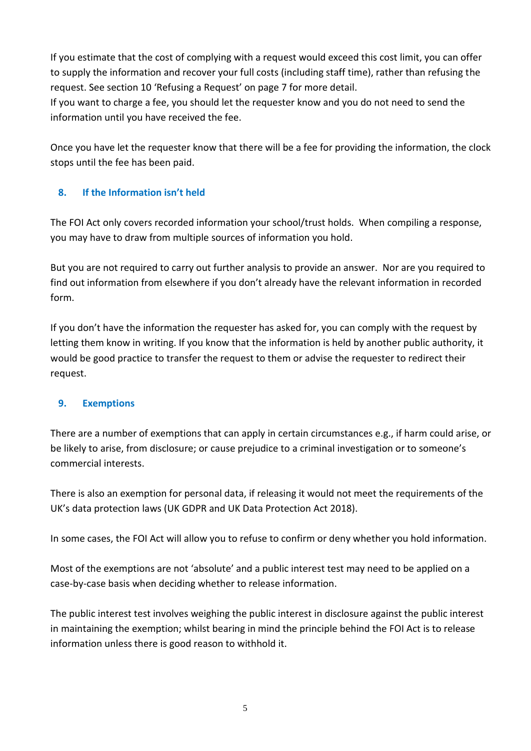If you estimate that the cost of complying with a request would exceed this cost limit, you can offer to supply the information and recover your full costs (including staff time), rather than refusing the request. See section 10 'Refusing a Request' on page 7 for more detail.
If you want to charge a fee, you should let the requester know and you do not need to send the information until you have received the fee.

Once you have let the requester know that there will be a fee for providing the information, the clock stops until the fee has been paid.

## 8. If the Information isn't held

The FOI Act only covers recorded information your school/trust holds. When compiling a response, you may have to draw from multiple sources of information you hold.

But you are not required to carry out further analysis to provide an answer. Nor are you required to find out information from elsewhere if you don't already have the relevant information in recorded form.

If you don't have the information the requester has asked for, you can comply with the request by letting them know in writing. If you know that the information is held by another public authority, it would be good practice to transfer the request to them or advise the requester to redirect their request.

## 9. Exemptions

There are a number of exemptions that can apply in certain circumstances e.g., if harm could arise, or be likely to arise, from disclosure; or cause prejudice to a criminal investigation or to someone's commercial interests.

There is also an exemption for personal data, if releasing it would not meet the requirements of the UK's data protection laws (UK GDPR and UK Data Protection Act 2018).

In some cases, the FOI Act will allow you to refuse to confirm or deny whether you hold information.

Most of the exemptions are not 'absolute' and a public interest test may need to be applied on a case-by-case basis when deciding whether to release information.

The public interest test involves weighing the public interest in disclosure against the public interest in maintaining the exemption; whilst bearing in mind the principle behind the FOI Act is to release information unless there is good reason to withhold it.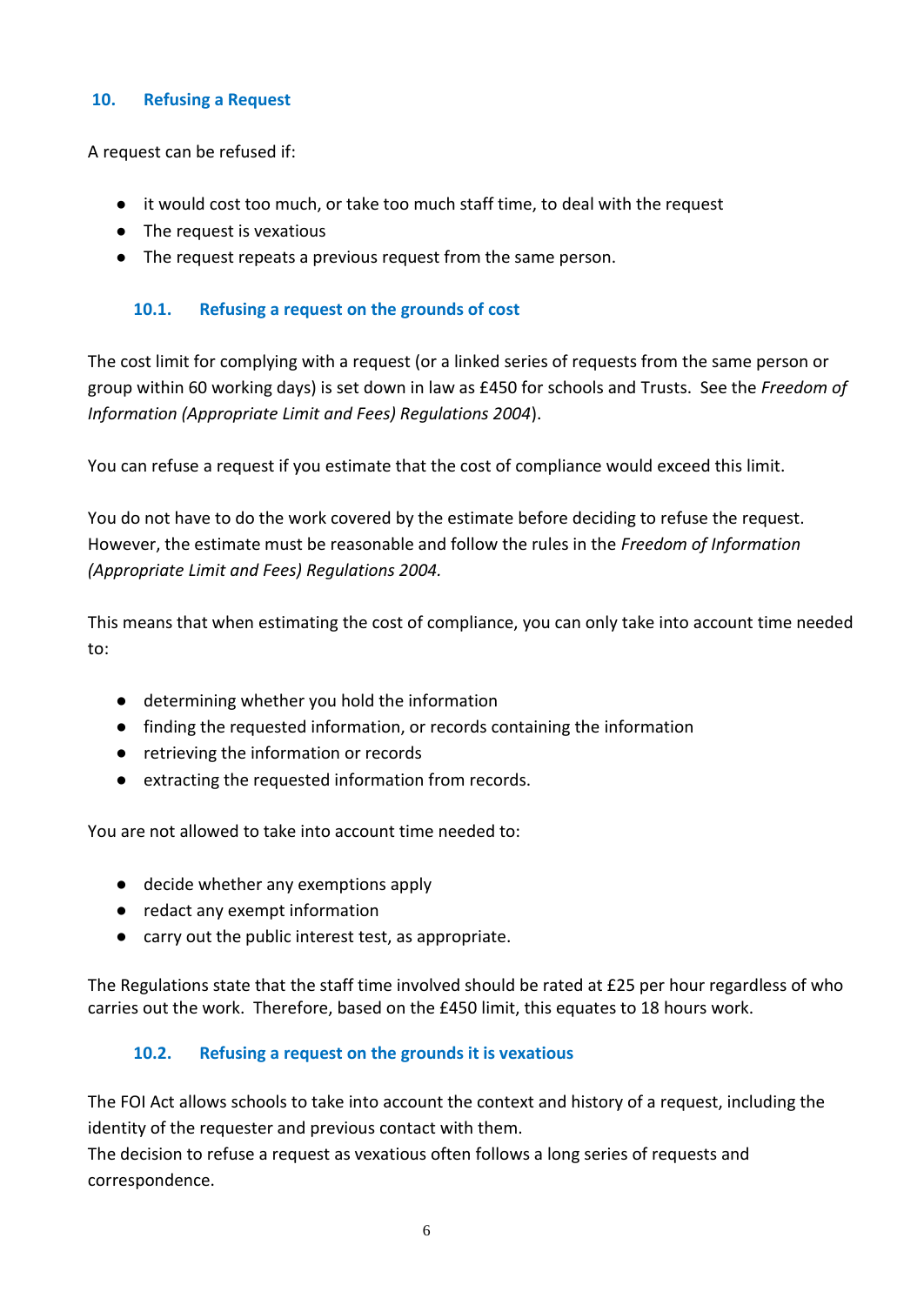## 10. Refusing a Request

A request can be refused if:

- it would cost too much, or take too much staff time, to deal with the request
- The request is vexatious
- The request repeats a previous request from the same person.

### 10.1. Refusing a request on the grounds of cost

The cost limit for complying with a request (or a linked series of requests from the same person or group within 60 working days) is set down in law as £450 for schools and Trusts. See the *Freedom of Information (Appropriate Limit and Fees) Regulations 2004*).

You can refuse a request if you estimate that the cost of compliance would exceed this limit.

You do not have to do the work covered by the estimate before deciding to refuse the request. However, the estimate must be reasonable and follow the rules in the *Freedom of Information (Appropriate Limit and Fees) Regulations 2004.*

This means that when estimating the cost of compliance, you can only take into account time needed to:

- determining whether you hold the information
- finding the requested information, or records containing the information
- retrieving the information or records
- extracting the requested information from records.

You are not allowed to take into account time needed to:

- decide whether any exemptions apply
- redact any exempt information
- carry out the public interest test, as appropriate.

The Regulations state that the staff time involved should be rated at £25 per hour regardless of who carries out the work. Therefore, based on the £450 limit, this equates to 18 hours work.

### 10.2. Refusing a request on the grounds it is vexatious

The FOI Act allows schools to take into account the context and history of a request, including the identity of the requester and previous contact with them.
The decision to refuse a request as vexatious often follows a long series of requests and correspondence.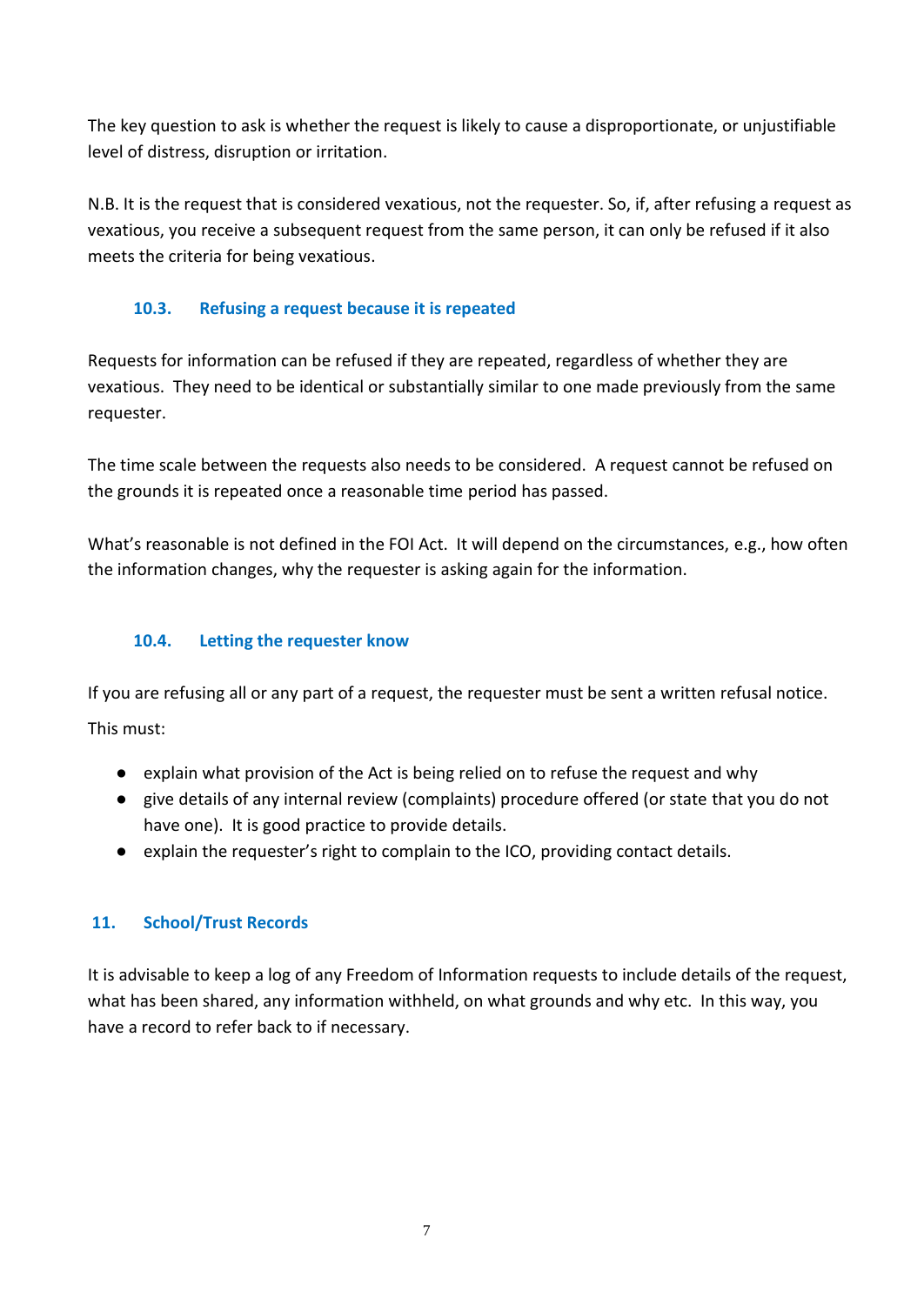The key question to ask is whether the request is likely to cause a disproportionate, or unjustifiable level of distress, disruption or irritation.

N.B. It is the request that is considered vexatious, not the requester. So, if, after refusing a request as vexatious, you receive a subsequent request from the same person, it can only be refused if it also meets the criteria for being vexatious.

### 10.3. Refusing a request because it is repeated

Requests for information can be refused if they are repeated, regardless of whether they are vexatious. They need to be identical or substantially similar to one made previously from the same requester.

The time scale between the requests also needs to be considered. A request cannot be refused on the grounds it is repeated once a reasonable time period has passed.

What's reasonable is not defined in the FOI Act. It will depend on the circumstances, e.g., how often the information changes, why the requester is asking again for the information.

### 10.4. Letting the requester know

If you are refusing all or any part of a request, the requester must be sent a written refusal notice.

This must:

- explain what provision of the Act is being relied on to refuse the request and why
- give details of any internal review (complaints) procedure offered (or state that you do not have one). It is good practice to provide details.
- explain the requester's right to complain to the ICO, providing contact details.

## 11. School/Trust Records

It is advisable to keep a log of any Freedom of Information requests to include details of the request, what has been shared, any information withheld, on what grounds and why etc. In this way, you have a record to refer back to if necessary.